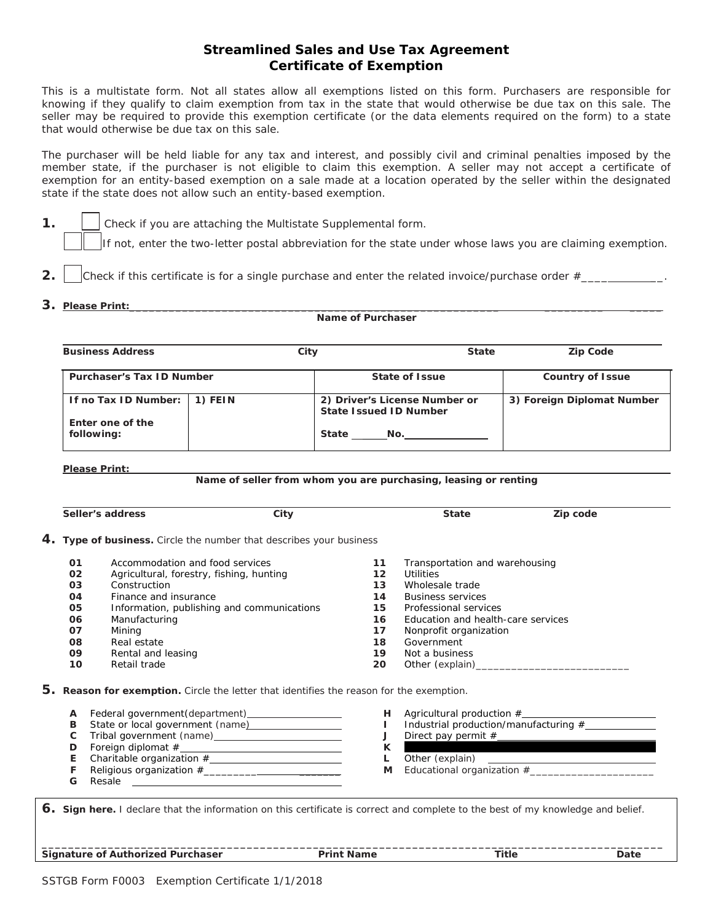# Streamlined Sales and Use Tax Agreement
# Certificate of Exemption

This is a multistate form. Not all states allow all exemptions listed on this form. Purchasers are responsible for knowing if they qualify to claim exemption from tax in the state that would otherwise be due tax on this sale. The seller may be required to provide this exemption certificate (or the data elements required on the form) to a state that would otherwise be due tax on this sale.

The purchaser will be held liable for any tax and interest, and possibly civil and criminal penalties imposed by the member state, if the purchaser is not eligible to claim this exemption. A seller may not accept a certificate of exemption for an entity-based exemption on a sale made at a location operated by the seller within the designated state if the state does not allow such an entity-based exemption.

**1.** ☐ Check if you are attaching the Multistate Supplemental form.

☐☐ If not, enter the two-letter postal abbreviation for the state under whose laws you are claiming exemption.

**2.** ☐ Check if this certificate is for a single purchase and enter the related invoice/purchase order #______________.

**3.** **Please Print:** ______________________________________________________________________

**Name of Purchaser**

______________________________________________________________________

**Business Address** | **City** | **State** | **Zip Code**

| **Purchaser's Tax ID Number** | | **State of Issue** | **Country of Issue** |
|---|---|---|---|
| **If no Tax ID Number:** **Enter one of the following:** | **1) FEIN** | **2) Driver's License Number or State Issued ID Number** State ______ No.______________ | **3) Foreign Diplomat Number** |

**Please Print:** ______________________________________________________________________

**Name of seller from whom you are purchasing, leasing or renting**

______________________________________________________________________

**Seller's address** | **City** | **State** | **Zip code**

**4.** **Type of business.** Circle the number that describes your business

- **01** Accommodation and food services
- **02** Agricultural, forestry, fishing, hunting
- **03** Construction
- **04** Finance and insurance
- **05** Information, publishing and communications
- **06** Manufacturing
- **07** Mining
- **08** Real estate
- **09** Rental and leasing
- **10** Retail trade
- **11** Transportation and warehousing
- **12** Utilities
- **13** Wholesale trade
- **14** Business services
- **15** Professional services
- **16** Education and health-care services
- **17** Nonprofit organization
- **18** Government
- **19** Not a business
- **20** Other (explain)___________________________

**5.** **Reason for exemption.** Circle the letter that identifies the reason for the exemption.

- **A** Federal government(department)__________________
- **B** State or local government (name)__________________
- **C** Tribal government (name)__________________
- **D** Foreign diplomat #__________________
- **E** Charitable organization #__________________
- **F** Religious organization #__________________
- **G** Resale __________________
- **H** Agricultural production #__________________
- **I** Industrial production/manufacturing #__________________
- **J** Direct pay permit #__________________
- **K** 
- **L** Other (explain) __________________
- **M** Educational organization #_____________________

**6.** **Sign here.** I declare that the information on this certificate is correct and complete to the best of my knowledge and belief.

______________________________________________________________________

**Signature of Authorized Purchaser** | **Print Name** | **Title** | **Date**

SSTGB Form F0003 Exemption Certificate 1/1/2018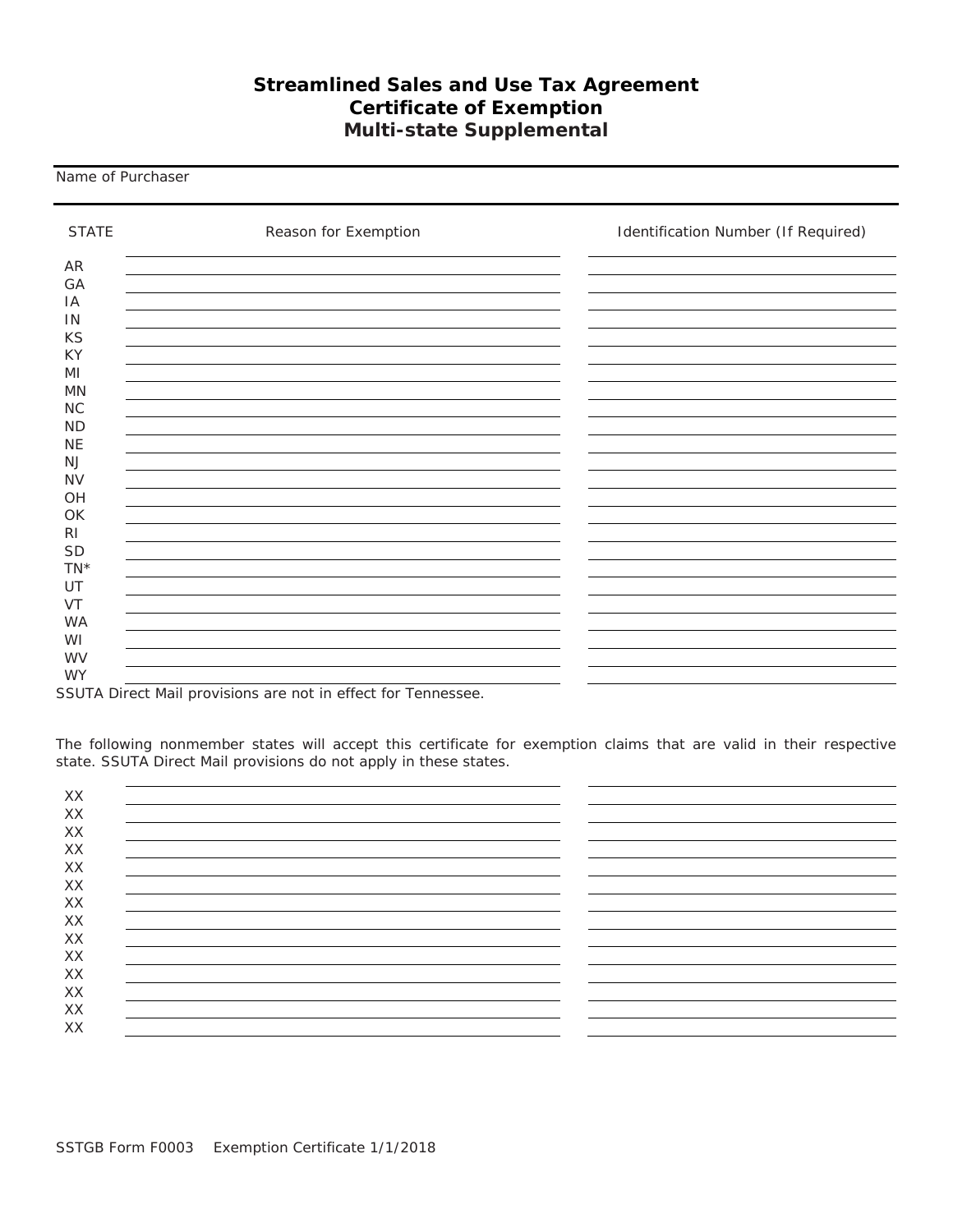# Streamlined Sales and Use Tax Agreement
## Certificate of Exemption
## Multi-state Supplemental

Name of Purchaser

| STATE | Reason for Exemption | Identification Number (If Required) |
|---|---|---|
| AR | | |
| GA | | |
| IA | | |
| IN | | |
| KS | | |
| KY | | |
| MI | | |
| MN | | |
| NC | | |
| ND | | |
| NE | | |
| NJ | | |
| NV | | |
| OH | | |
| OK | | |
| RI | | |
| SD | | |
| TN* | | |
| UT | | |
| VT | | |
| WA | | |
| WI | | |
| WV | | |
| WY | | |

SSUTA Direct Mail provisions are not in effect for Tennessee.

The following nonmember states will accept this certificate for exemption claims that are valid in their respective state. SSUTA Direct Mail provisions do not apply in these states.

| | | |
|---|---|---|
| XX | | |
| XX | | |
| XX | | |
| XX | | |
| XX | | |
| XX | | |
| XX | | |
| XX | | |
| XX | | |
| XX | | |
| XX | | |
| XX | | |
| XX | | |
| XX | | |

SSTGB Form F0003 Exemption Certificate 1/1/2018